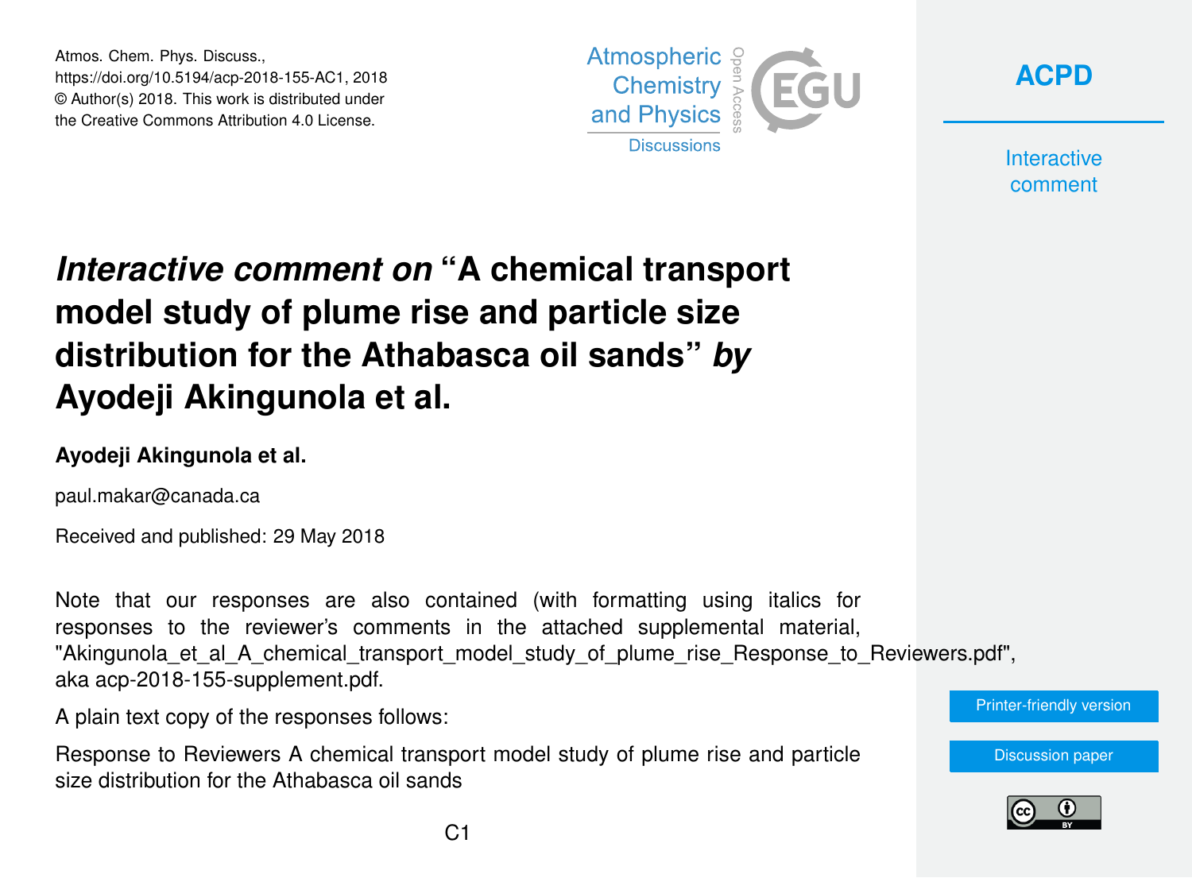# *Interactive comment on* "A chemical transport model study of plume rise and particle size distribution for the Athabasca oil sands" *by* Ayodeji Akingunola et al.

**Ayodeji Akingunola et al.**

paul.makar@canada.ca

Received and published: 29 May 2018

Note that our responses are also contained (with formatting using italics for responses to the reviewer's comments in the attached supplemental material, "Akingunola_et_al_A_chemical_transport_model_study_of_plume_rise_Response_to_Reviewers.pdf", aka acp-2018-155-supplement.pdf.

A plain text copy of the responses follows:

Response to Reviewers A chemical transport model study of plume rise and particle size distribution for the Athabasca oil sands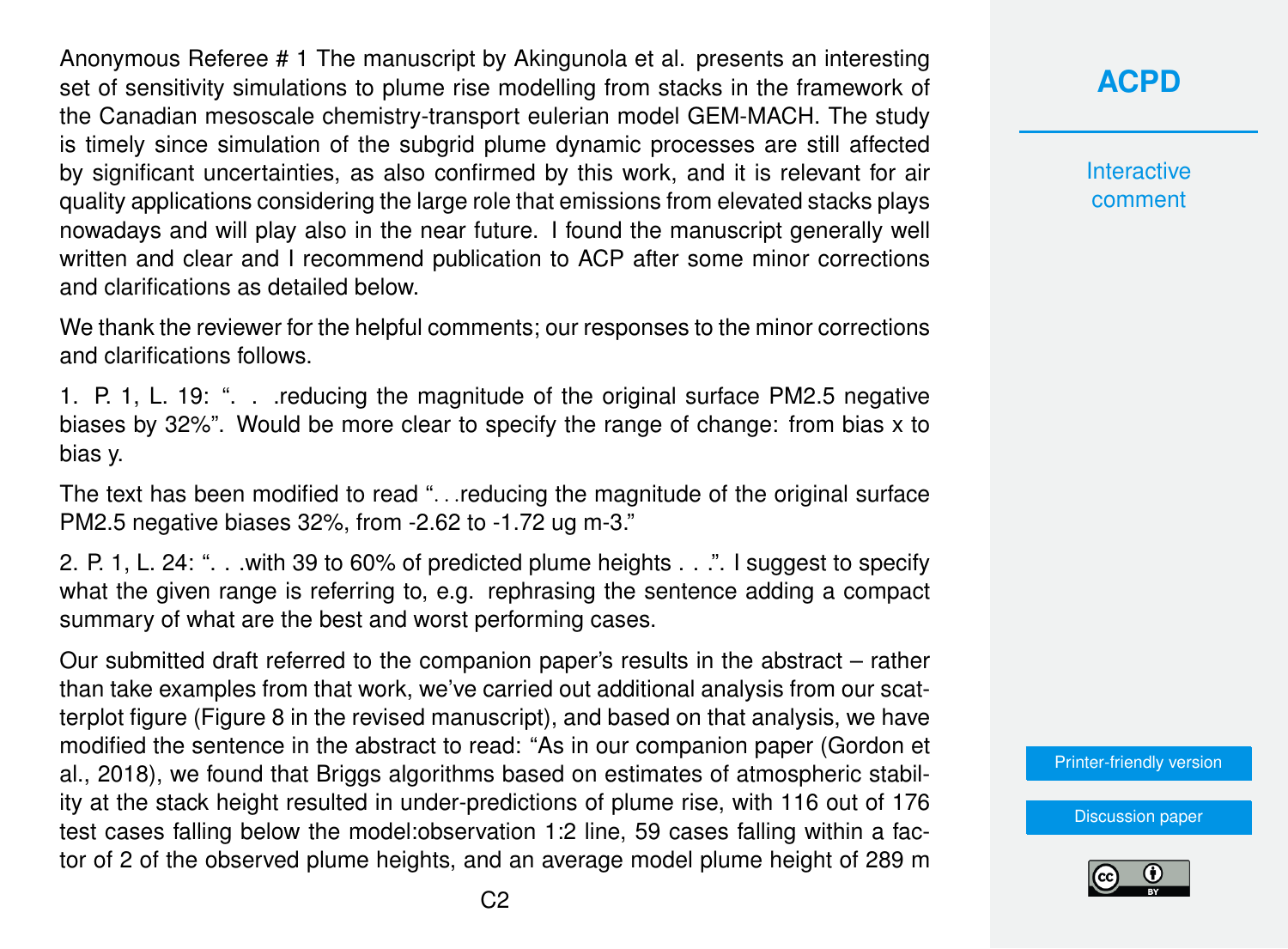Anonymous Referee # 1 The manuscript by Akingunola et al. presents an interesting set of sensitivity simulations to plume rise modelling from stacks in the framework of the Canadian mesoscale chemistry-transport eulerian model GEM-MACH. The study is timely since simulation of the subgrid plume dynamic processes are still affected by significant uncertainties, as also confirmed by this work, and it is relevant for air quality applications considering the large role that emissions from elevated stacks plays nowadays and will play also in the near future. I found the manuscript generally well written and clear and I recommend publication to ACP after some minor corrections and clarifications as detailed below.

We thank the reviewer for the helpful comments; our responses to the minor corrections and clarifications follows.

1. P. 1, L. 19: ". . .reducing the magnitude of the original surface PM2.5 negative biases by 32%". Would be more clear to specify the range of change: from bias x to bias y.

The text has been modified to read "...reducing the magnitude of the original surface PM2.5 negative biases 32%, from -2.62 to -1.72 ug m-3."

2. P. 1, L. 24: ". . .with 39 to 60% of predicted plume heights . . .". I suggest to specify what the given range is referring to, e.g. rephrasing the sentence adding a compact summary of what are the best and worst performing cases.

Our submitted draft referred to the companion paper's results in the abstract – rather than take examples from that work, we've carried out additional analysis from our scatterplot figure (Figure 8 in the revised manuscript), and based on that analysis, we have modified the sentence in the abstract to read: "As in our companion paper (Gordon et al., 2018), we found that Briggs algorithms based on estimates of atmospheric stability at the stack height resulted in under-predictions of plume rise, with 116 out of 176 test cases falling below the model:observation 1:2 line, 59 cases falling within a factor of 2 of the observed plume heights, and an average model plume height of 289 m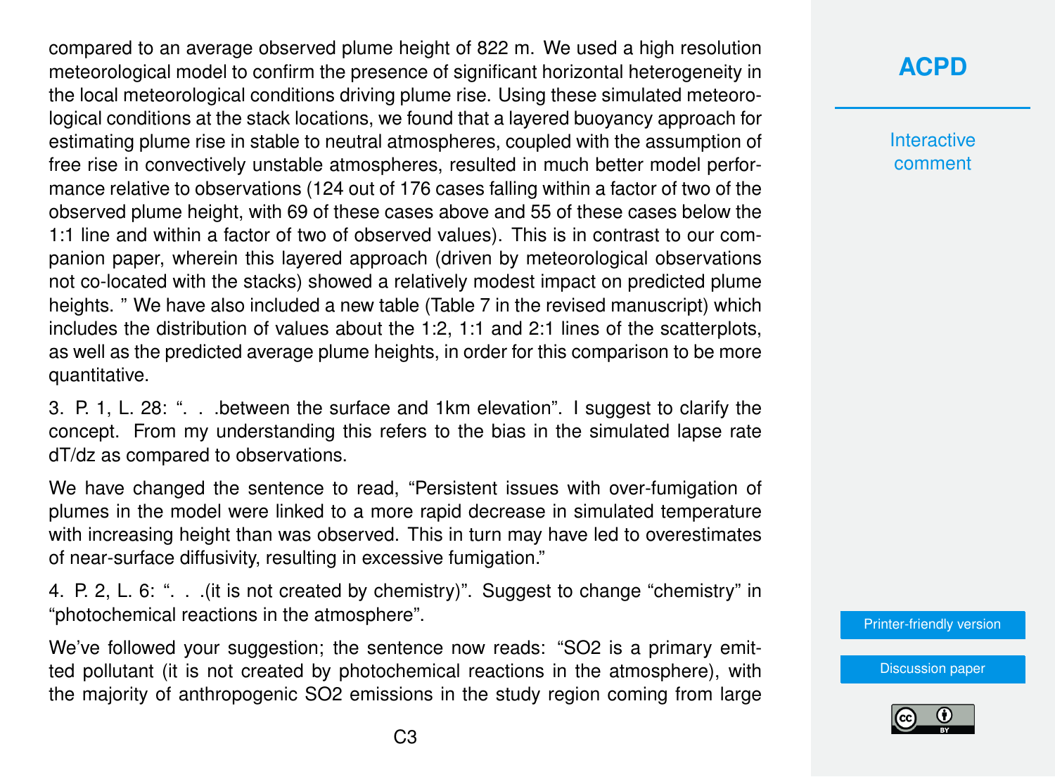compared to an average observed plume height of 822 m. We used a high resolution meteorological model to confirm the presence of significant horizontal heterogeneity in the local meteorological conditions driving plume rise. Using these simulated meteorological conditions at the stack locations, we found that a layered buoyancy approach for estimating plume rise in stable to neutral atmospheres, coupled with the assumption of free rise in convectively unstable atmospheres, resulted in much better model performance relative to observations (124 out of 176 cases falling within a factor of two of the observed plume height, with 69 of these cases above and 55 of these cases below the 1:1 line and within a factor of two of observed values). This is in contrast to our companion paper, wherein this layered approach (driven by meteorological observations not co-located with the stacks) showed a relatively modest impact on predicted plume heights. " We have also included a new table (Table 7 in the revised manuscript) which includes the distribution of values about the 1:2, 1:1 and 2:1 lines of the scatterplots, as well as the predicted average plume heights, in order for this comparison to be more quantitative.

3. P. 1, L. 28: ". . .between the surface and 1km elevation". I suggest to clarify the concept. From my understanding this refers to the bias in the simulated lapse rate dT/dz as compared to observations.

We have changed the sentence to read, "Persistent issues with over-fumigation of plumes in the model were linked to a more rapid decrease in simulated temperature with increasing height than was observed. This in turn may have led to overestimates of near-surface diffusivity, resulting in excessive fumigation."

4. P. 2, L. 6: ". . .(it is not created by chemistry)". Suggest to change "chemistry" in "photochemical reactions in the atmosphere".

We've followed your suggestion; the sentence now reads: "$SO_2$ is a primary emitted pollutant (it is not created by photochemical reactions in the atmosphere), with the majority of anthropogenic $SO_2$ emissions in the study region coming from large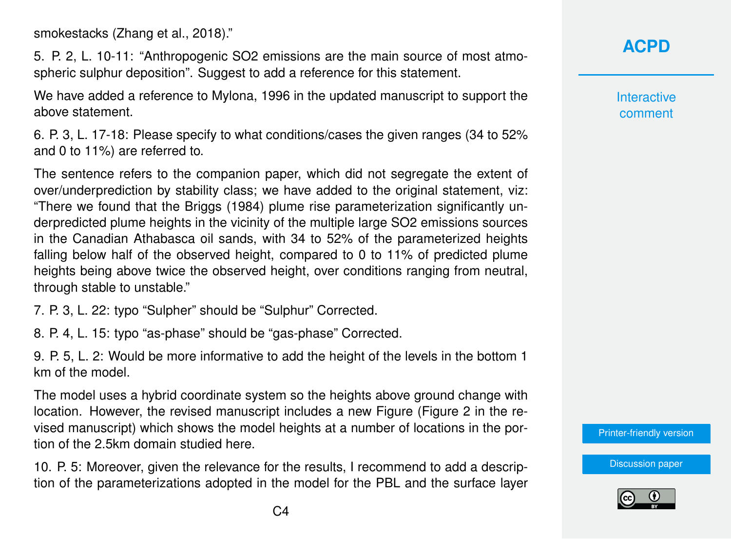smokestacks (Zhang et al., 2018)."

5. P. 2, L. 10-11: "Anthropogenic $SO_2$ emissions are the main source of most atmospheric sulphur deposition". Suggest to add a reference for this statement.

We have added a reference to Mylona, 1996 in the updated manuscript to support the above statement.

6. P. 3, L. 17-18: Please specify to what conditions/cases the given ranges (34 to 52% and 0 to 11%) are referred to.

The sentence refers to the companion paper, which did not segregate the extent of over/underprediction by stability class; we have added to the original statement, viz: "There we found that the Briggs (1984) plume rise parameterization significantly underpredicted plume heights in the vicinity of the multiple large $SO_2$ emissions sources in the Canadian Athabasca oil sands, with 34 to 52% of the parameterized heights falling below half of the observed height, compared to 0 to 11% of predicted plume heights being above twice the observed height, over conditions ranging from neutral, through stable to unstable."

7. P. 3, L. 22: typo "Sulpher" should be "Sulphur" Corrected.

8. P. 4, L. 15: typo "as-phase" should be "gas-phase" Corrected.

9. P. 5, L. 2: Would be more informative to add the height of the levels in the bottom 1 km of the model.

The model uses a hybrid coordinate system so the heights above ground change with location. However, the revised manuscript includes a new Figure (Figure 2 in the revised manuscript) which shows the model heights at a number of locations in the portion of the 2.5km domain studied here.

10. P. 5: Moreover, given the relevance for the results, I recommend to add a description of the parameterizations adopted in the model for the PBL and the surface layer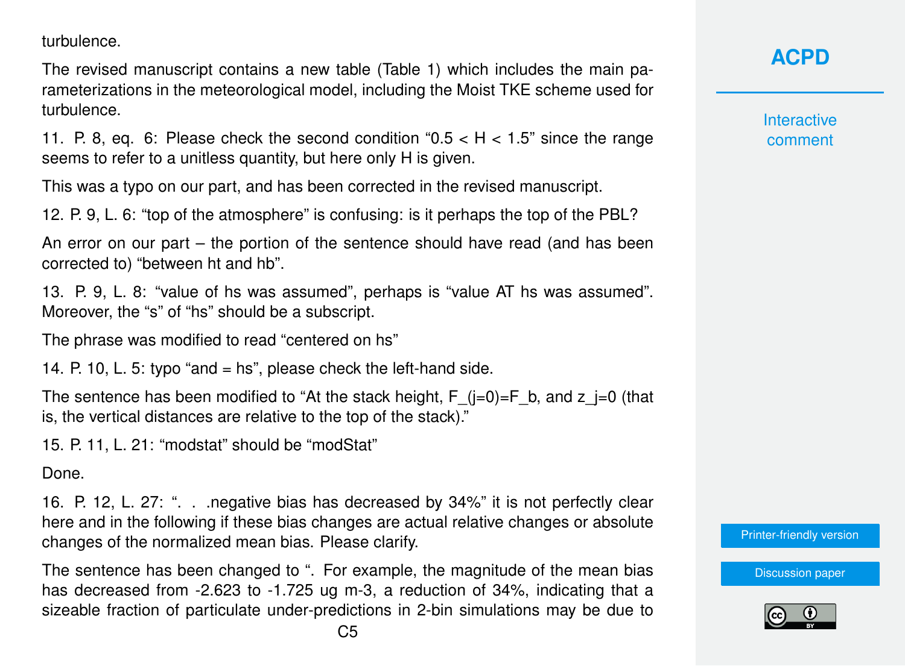turbulence.

The revised manuscript contains a new table (Table 1) which includes the main parameterizations in the meteorological model, including the Moist TKE scheme used for turbulence.

11. P. 8, eq. 6: Please check the second condition "0.5 < H < 1.5" since the range seems to refer to a unitless quantity, but here only H is given.

This was a typo on our part, and has been corrected in the revised manuscript.

12. P. 9, L. 6: "top of the atmosphere" is confusing: is it perhaps the top of the PBL?

An error on our part – the portion of the sentence should have read (and has been corrected to) "between ht and hb".

13. P. 9, L. 8: "value of hs was assumed", perhaps is "value AT hs was assumed". Moreover, the "s" of "hs" should be a subscript.

The phrase was modified to read "centered on hs"

14. P. 10, L. 5: typo "and = hs", please check the left-hand side.

The sentence has been modified to "At the stack height, F_(j=0)=F_b, and z_j=0 (that is, the vertical distances are relative to the top of the stack)."

15. P. 11, L. 21: "modstat" should be "modStat"

Done.

16. P. 12, L. 27: ". . .negative bias has decreased by 34%" it is not perfectly clear here and in the following if these bias changes are actual relative changes or absolute changes of the normalized mean bias. Please clarify.

The sentence has been changed to ". For example, the magnitude of the mean bias has decreased from -2.623 to -1.725 ug m-3, a reduction of 34%, indicating that a sizeable fraction of particulate under-predictions in 2-bin simulations may be due to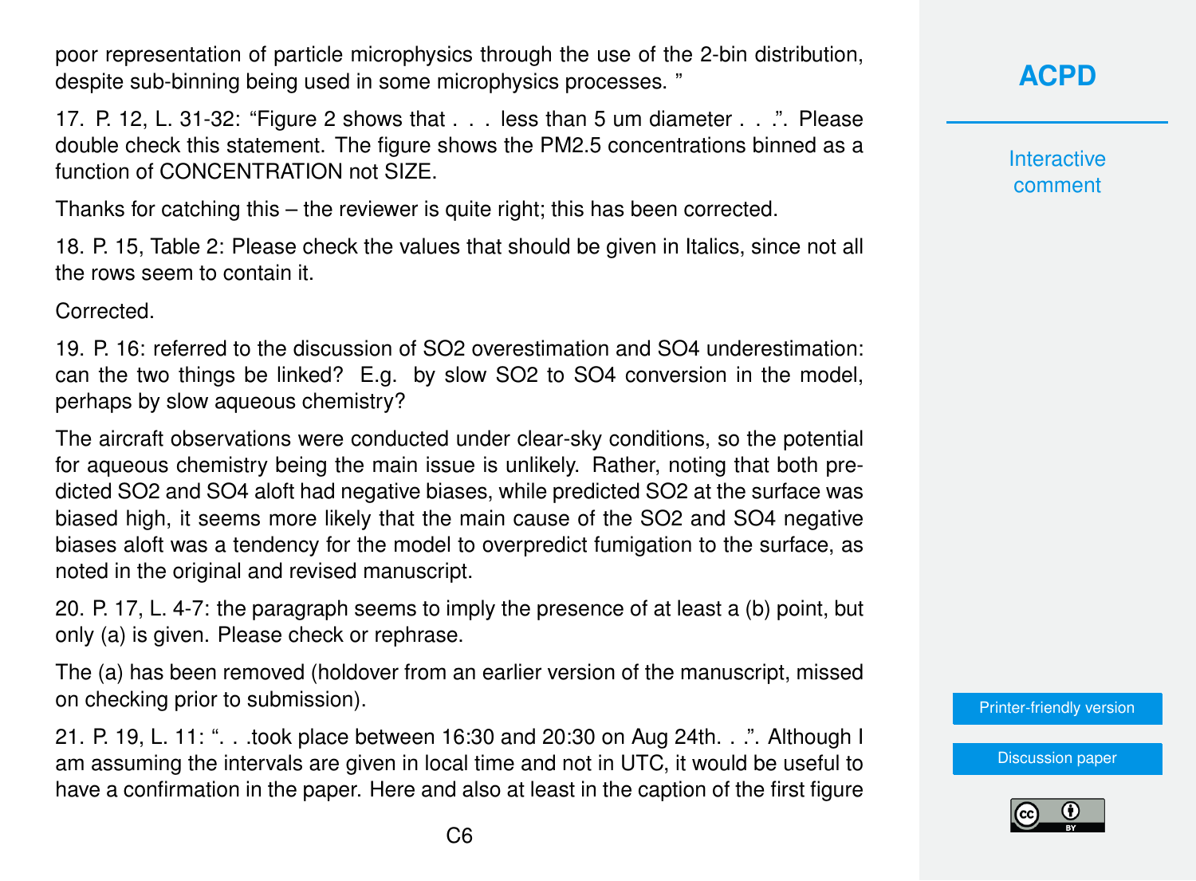poor representation of particle microphysics through the use of the 2-bin distribution, despite sub-binning being used in some microphysics processes. "

17. P. 12, L. 31-32: "Figure 2 shows that . . . less than 5 um diameter . . .". Please double check this statement. The figure shows the PM2.5 concentrations binned as a function of CONCENTRATION not SIZE.

Thanks for catching this – the reviewer is quite right; this has been corrected.

18. P. 15, Table 2: Please check the values that should be given in Italics, since not all the rows seem to contain it.

Corrected.

19. P. 16: referred to the discussion of $SO_2$ overestimation and $SO_4$ underestimation: can the two things be linked? E.g. by slow $SO_2$ to $SO_4$ conversion in the model, perhaps by slow aqueous chemistry?

The aircraft observations were conducted under clear-sky conditions, so the potential for aqueous chemistry being the main issue is unlikely. Rather, noting that both predicted $SO_2$ and $SO_4$ aloft had negative biases, while predicted $SO_2$ at the surface was biased high, it seems more likely that the main cause of the $SO_2$ and $SO_4$ negative biases aloft was a tendency for the model to overpredict fumigation to the surface, as noted in the original and revised manuscript.

20. P. 17, L. 4-7: the paragraph seems to imply the presence of at least a (b) point, but only (a) is given. Please check or rephrase.

The (a) has been removed (holdover from an earlier version of the manuscript, missed on checking prior to submission).

21. P. 19, L. 11: ". . .took place between 16:30 and 20:30 on Aug 24th. . .". Although I am assuming the intervals are given in local time and not in UTC, it would be useful to have a confirmation in the paper. Here and also at least in the caption of the first figure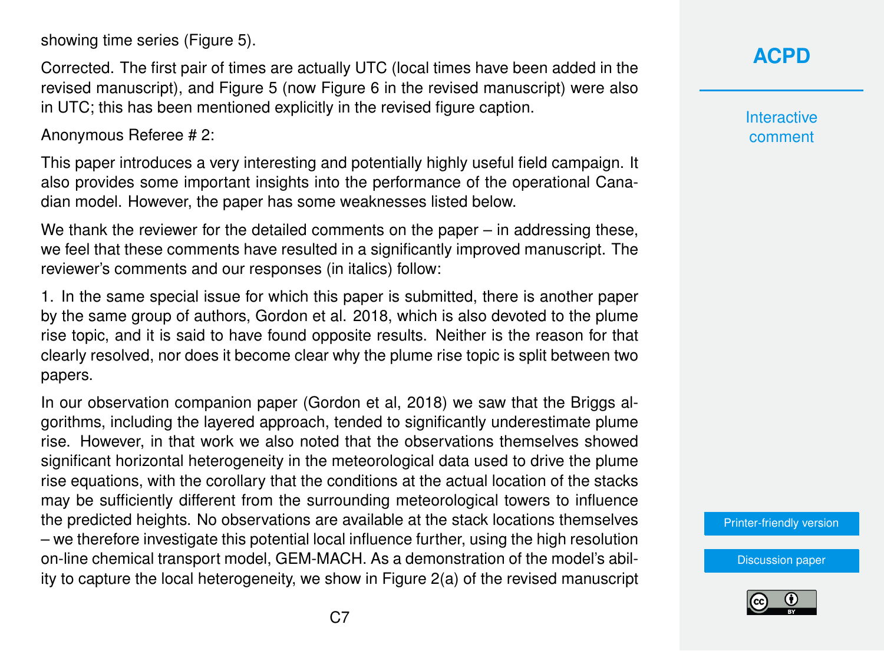showing time series (Figure 5).

Corrected. The first pair of times are actually UTC (local times have been added in the revised manuscript), and Figure 5 (now Figure 6 in the revised manuscript) were also in UTC; this has been mentioned explicitly in the revised figure caption.

Anonymous Referee # 2:

This paper introduces a very interesting and potentially highly useful field campaign. It also provides some important insights into the performance of the operational Canadian model. However, the paper has some weaknesses listed below.

We thank the reviewer for the detailed comments on the paper – in addressing these, we feel that these comments have resulted in a significantly improved manuscript. The reviewer's comments and our responses (in italics) follow:

1. In the same special issue for which this paper is submitted, there is another paper by the same group of authors, Gordon et al. 2018, which is also devoted to the plume rise topic, and it is said to have found opposite results. Neither is the reason for that clearly resolved, nor does it become clear why the plume rise topic is split between two papers.

In our observation companion paper (Gordon et al, 2018) we saw that the Briggs algorithms, including the layered approach, tended to significantly underestimate plume rise. However, in that work we also noted that the observations themselves showed significant horizontal heterogeneity in the meteorological data used to drive the plume rise equations, with the corollary that the conditions at the actual location of the stacks may be sufficiently different from the surrounding meteorological towers to influence the predicted heights. No observations are available at the stack locations themselves – we therefore investigate this potential local influence further, using the high resolution on-line chemical transport model, GEM-MACH. As a demonstration of the model's ability to capture the local heterogeneity, we show in Figure 2(a) of the revised manuscript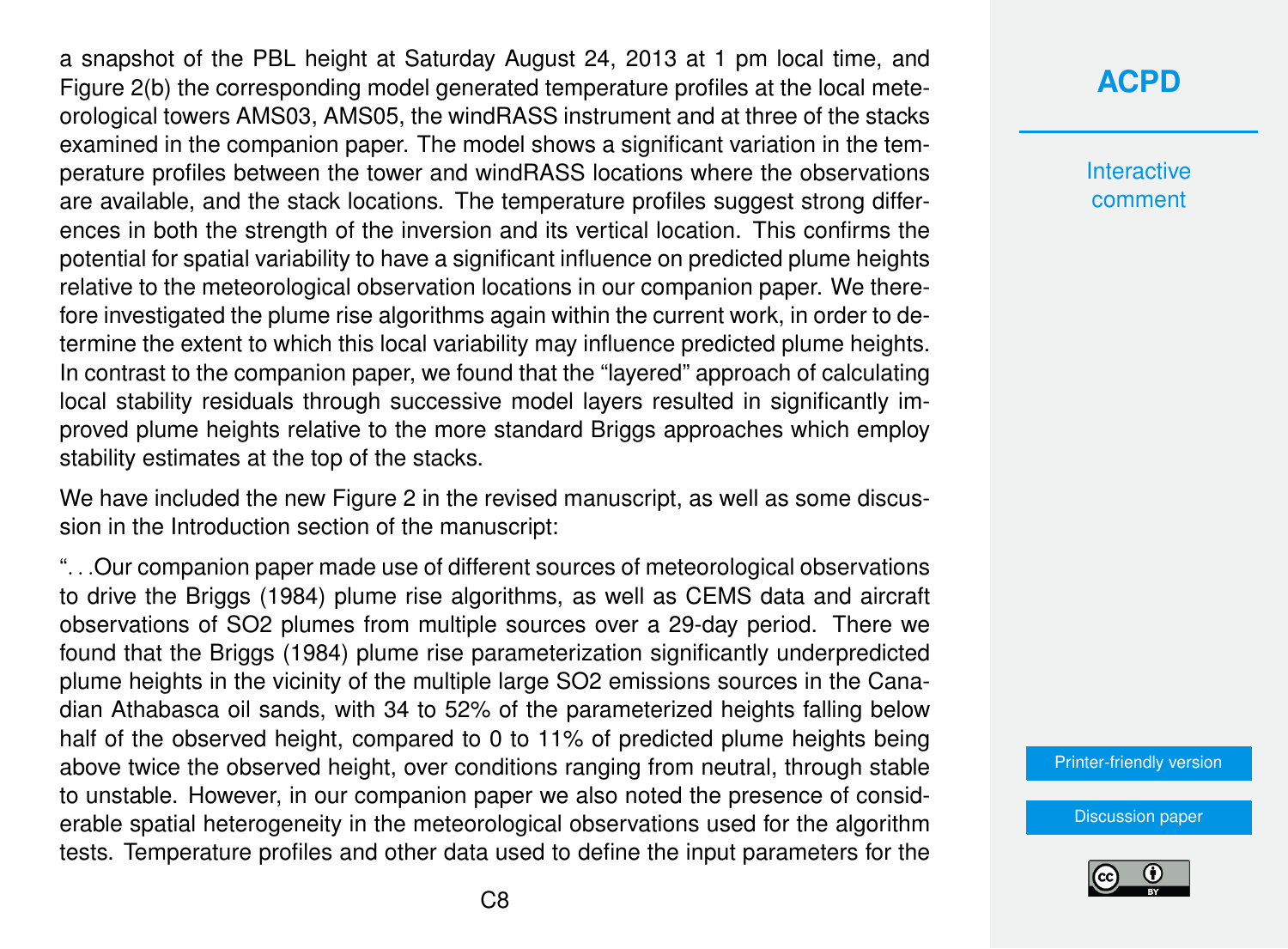a snapshot of the PBL height at Saturday August 24, 2013 at 1 pm local time, and Figure 2(b) the corresponding model generated temperature profiles at the local meteorological towers AMS03, AMS05, the windRASS instrument and at three of the stacks examined in the companion paper. The model shows a significant variation in the temperature profiles between the tower and windRASS locations where the observations are available, and the stack locations. The temperature profiles suggest strong differences in both the strength of the inversion and its vertical location. This confirms the potential for spatial variability to have a significant influence on predicted plume heights relative to the meteorological observation locations in our companion paper. We therefore investigated the plume rise algorithms again within the current work, in order to determine the extent to which this local variability may influence predicted plume heights. In contrast to the companion paper, we found that the "layered" approach of calculating local stability residuals through successive model layers resulted in significantly improved plume heights relative to the more standard Briggs approaches which employ stability estimates at the top of the stacks.

We have included the new Figure 2 in the revised manuscript, as well as some discussion in the Introduction section of the manuscript:

"…Our companion paper made use of different sources of meteorological observations to drive the Briggs (1984) plume rise algorithms, as well as CEMS data and aircraft observations of $SO_2$ plumes from multiple sources over a 29-day period. There we found that the Briggs (1984) plume rise parameterization significantly underpredicted plume heights in the vicinity of the multiple large $SO_2$ emissions sources in the Canadian Athabasca oil sands, with 34 to 52% of the parameterized heights falling below half of the observed height, compared to 0 to 11% of predicted plume heights being above twice the observed height, over conditions ranging from neutral, through stable to unstable. However, in our companion paper we also noted the presence of considerable spatial heterogeneity in the meteorological observations used for the algorithm tests. Temperature profiles and other data used to define the input parameters for the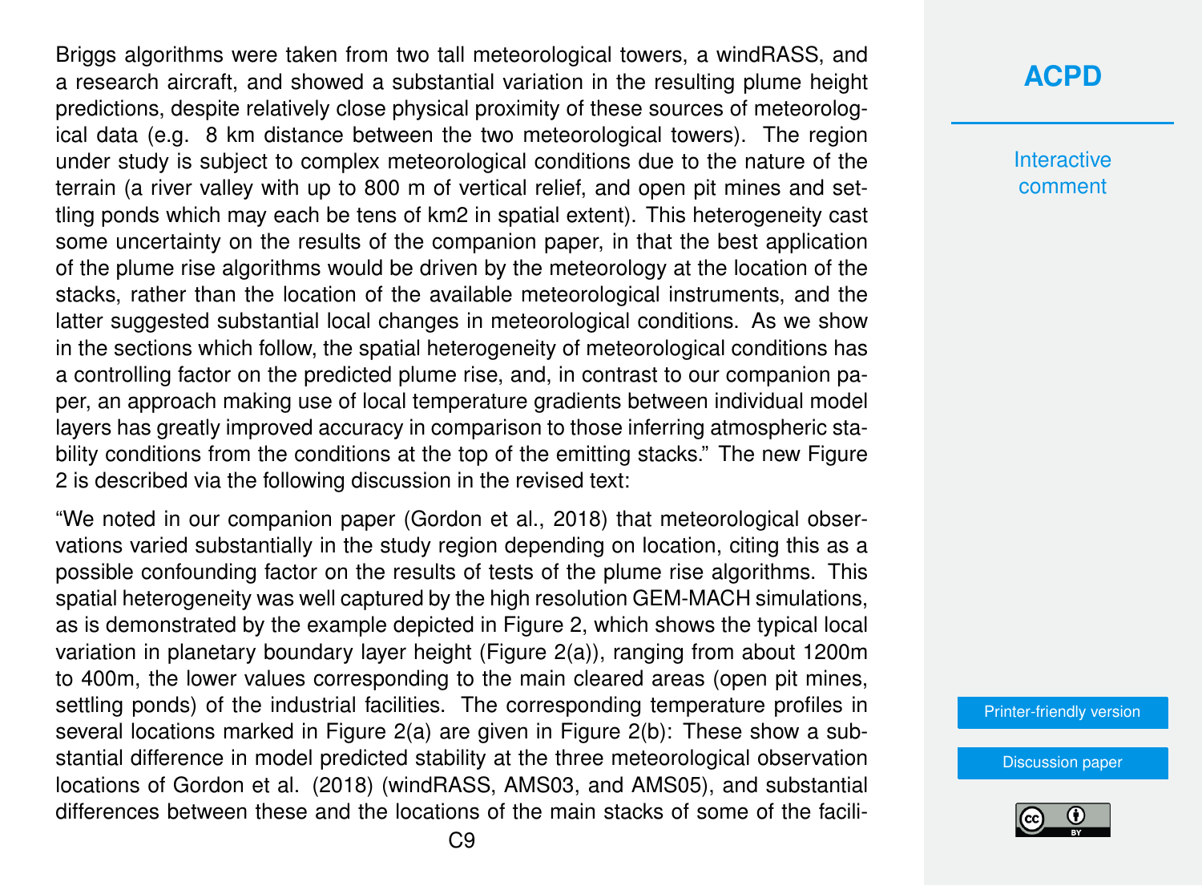Briggs algorithms were taken from two tall meteorological towers, a windRASS, and a research aircraft, and showed a substantial variation in the resulting plume height predictions, despite relatively close physical proximity of these sources of meteorological data (e.g. 8 km distance between the two meteorological towers). The region under study is subject to complex meteorological conditions due to the nature of the terrain (a river valley with up to 800 m of vertical relief, and open pit mines and settling ponds which may each be tens of km2 in spatial extent). This heterogeneity cast some uncertainty on the results of the companion paper, in that the best application of the plume rise algorithms would be driven by the meteorology at the location of the stacks, rather than the location of the available meteorological instruments, and the latter suggested substantial local changes in meteorological conditions. As we show in the sections which follow, the spatial heterogeneity of meteorological conditions has a controlling factor on the predicted plume rise, and, in contrast to our companion paper, an approach making use of local temperature gradients between individual model layers has greatly improved accuracy in comparison to those inferring atmospheric stability conditions from the conditions at the top of the emitting stacks." The new Figure 2 is described via the following discussion in the revised text:

"We noted in our companion paper (Gordon et al., 2018) that meteorological observations varied substantially in the study region depending on location, citing this as a possible confounding factor on the results of tests of the plume rise algorithms. This spatial heterogeneity was well captured by the high resolution GEM-MACH simulations, as is demonstrated by the example depicted in Figure 2, which shows the typical local variation in planetary boundary layer height (Figure 2(a)), ranging from about 1200m to 400m, the lower values corresponding to the main cleared areas (open pit mines, settling ponds) of the industrial facilities. The corresponding temperature profiles in several locations marked in Figure 2(a) are given in Figure 2(b): These show a substantial difference in model predicted stability at the three meteorological observation locations of Gordon et al. (2018) (windRASS, AMS03, and AMS05), and substantial differences between these and the locations of the main stacks of some of the facili-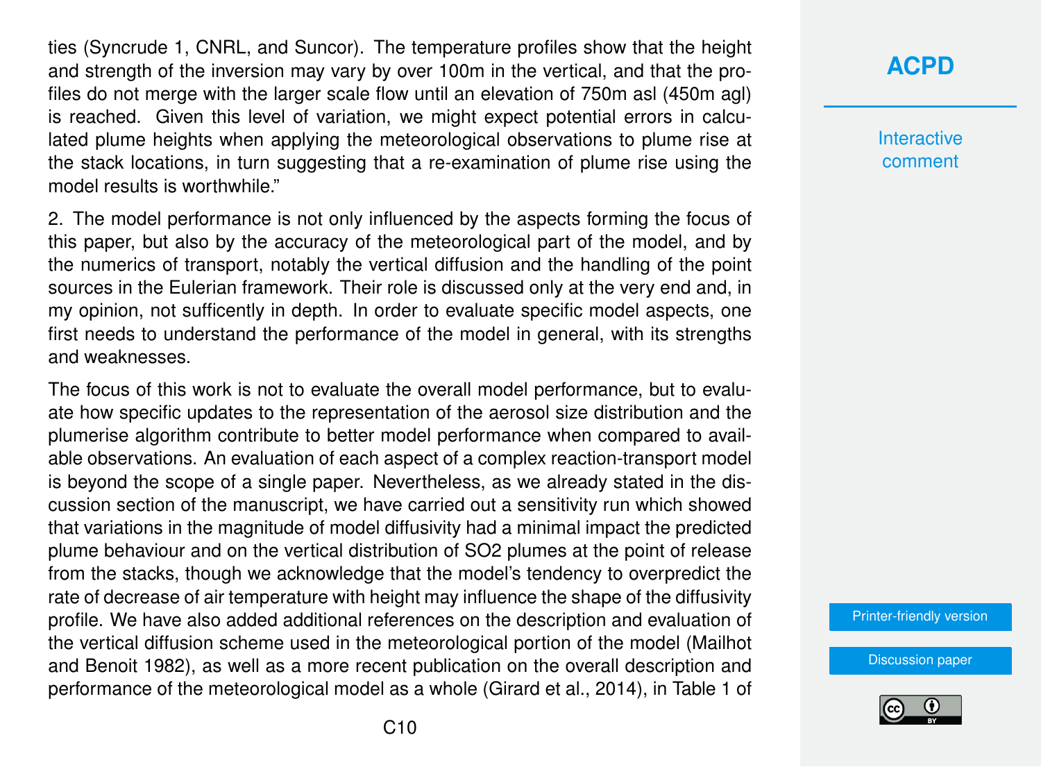ties (Syncrude 1, CNRL, and Suncor). The temperature profiles show that the height and strength of the inversion may vary by over 100m in the vertical, and that the profiles do not merge with the larger scale flow until an elevation of 750m asl (450m agl) is reached. Given this level of variation, we might expect potential errors in calculated plume heights when applying the meteorological observations to plume rise at the stack locations, in turn suggesting that a re-examination of plume rise using the model results is worthwhile."

2. The model performance is not only influenced by the aspects forming the focus of this paper, but also by the accuracy of the meteorological part of the model, and by the numerics of transport, notably the vertical diffusion and the handling of the point sources in the Eulerian framework. Their role is discussed only at the very end and, in my opinion, not sufficently in depth. In order to evaluate specific model aspects, one first needs to understand the performance of the model in general, with its strengths and weaknesses.

The focus of this work is not to evaluate the overall model performance, but to evaluate how specific updates to the representation of the aerosol size distribution and the plumerise algorithm contribute to better model performance when compared to available observations. An evaluation of each aspect of a complex reaction-transport model is beyond the scope of a single paper. Nevertheless, as we already stated in the discussion section of the manuscript, we have carried out a sensitivity run which showed that variations in the magnitude of model diffusivity had a minimal impact the predicted plume behaviour and on the vertical distribution of $SO_2$ plumes at the point of release from the stacks, though we acknowledge that the model's tendency to overpredict the rate of decrease of air temperature with height may influence the shape of the diffusivity profile. We have also added additional references on the description and evaluation of the vertical diffusion scheme used in the meteorological portion of the model (Mailhot and Benoit 1982), as well as a more recent publication on the overall description and performance of the meteorological model as a whole (Girard et al., 2014), in Table 1 of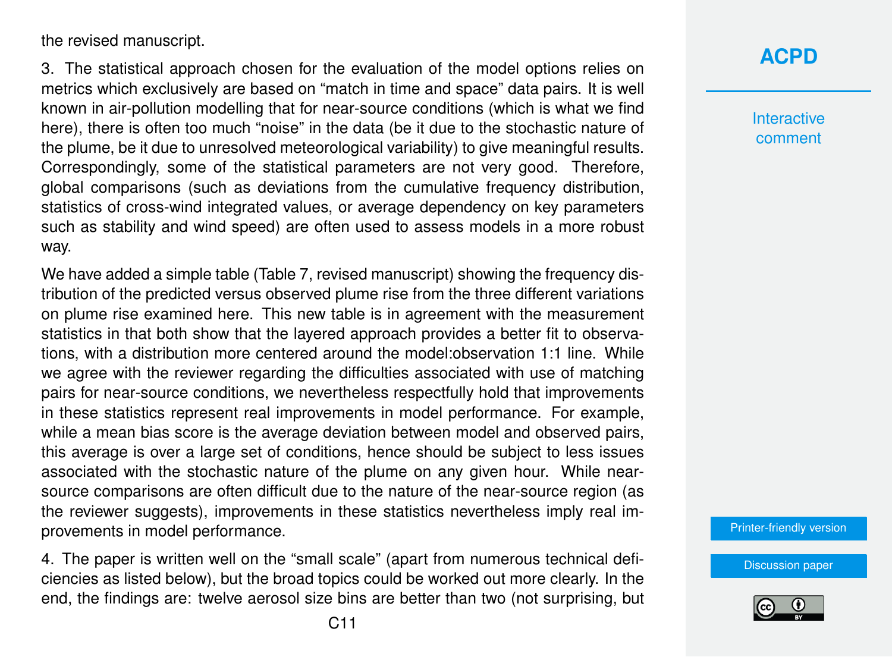the revised manuscript.

3. The statistical approach chosen for the evaluation of the model options relies on metrics which exclusively are based on "match in time and space" data pairs. It is well known in air-pollution modelling that for near-source conditions (which is what we find here), there is often too much "noise" in the data (be it due to the stochastic nature of the plume, be it due to unresolved meteorological variability) to give meaningful results. Correspondingly, some of the statistical parameters are not very good. Therefore, global comparisons (such as deviations from the cumulative frequency distribution, statistics of cross-wind integrated values, or average dependency on key parameters such as stability and wind speed) are often used to assess models in a more robust way.

We have added a simple table (Table 7, revised manuscript) showing the frequency distribution of the predicted versus observed plume rise from the three different variations on plume rise examined here. This new table is in agreement with the measurement statistics in that both show that the layered approach provides a better fit to observations, with a distribution more centered around the model:observation 1:1 line. While we agree with the reviewer regarding the difficulties associated with use of matching pairs for near-source conditions, we nevertheless respectfully hold that improvements in these statistics represent real improvements in model performance. For example, while a mean bias score is the average deviation between model and observed pairs, this average is over a large set of conditions, hence should be subject to less issues associated with the stochastic nature of the plume on any given hour. While near-source comparisons are often difficult due to the nature of the near-source region (as the reviewer suggests), improvements in these statistics nevertheless imply real improvements in model performance.

4. The paper is written well on the "small scale" (apart from numerous technical deficiencies as listed below), but the broad topics could be worked out more clearly. In the end, the findings are: twelve aerosol size bins are better than two (not surprising, but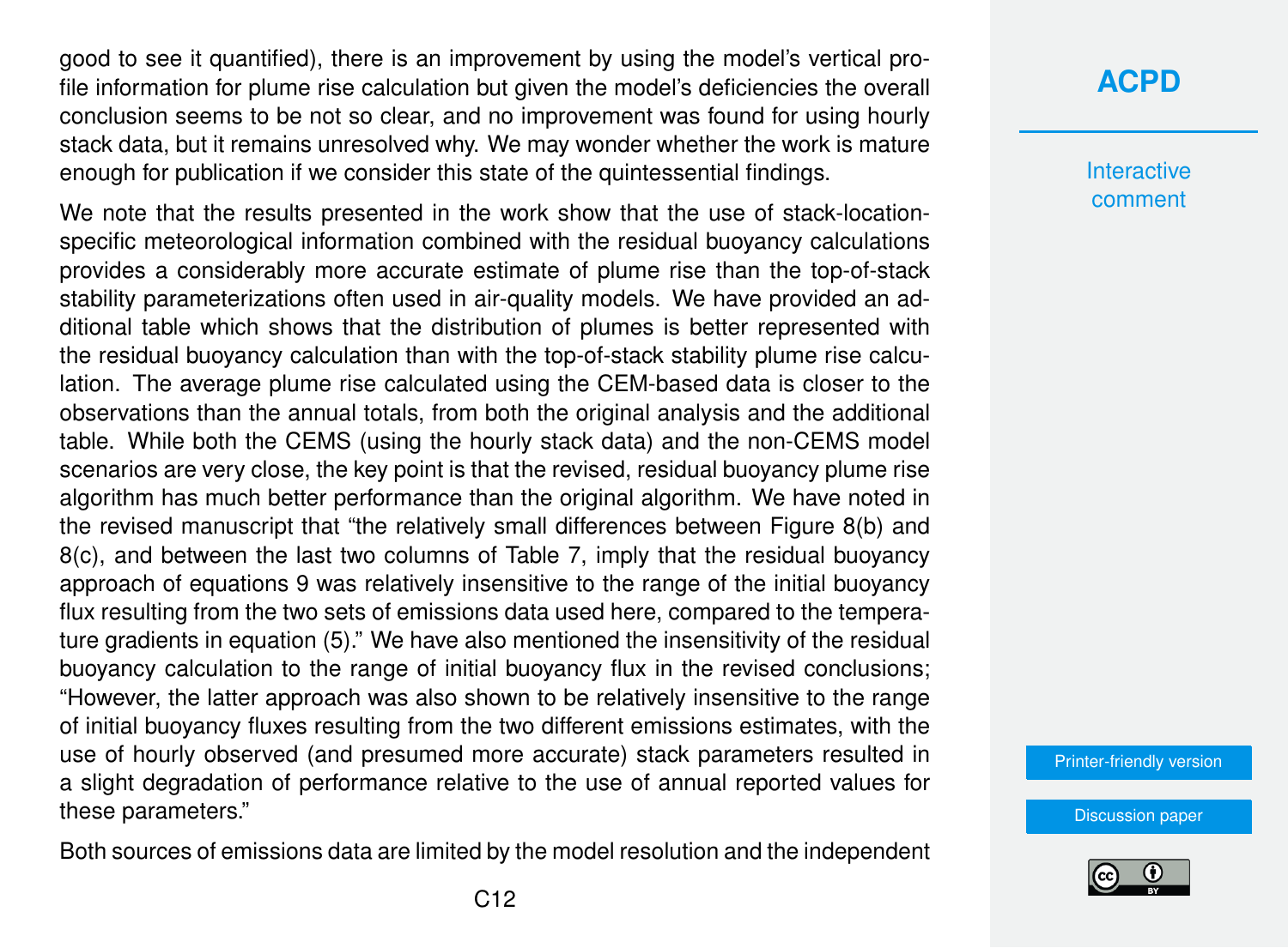good to see it quantified), there is an improvement by using the model's vertical profile information for plume rise calculation but given the model's deficiencies the overall conclusion seems to be not so clear, and no improvement was found for using hourly stack data, but it remains unresolved why. We may wonder whether the work is mature enough for publication if we consider this state of the quintessential findings.

We note that the results presented in the work show that the use of stack-location-specific meteorological information combined with the residual buoyancy calculations provides a considerably more accurate estimate of plume rise than the top-of-stack stability parameterizations often used in air-quality models. We have provided an additional table which shows that the distribution of plumes is better represented with the residual buoyancy calculation than with the top-of-stack stability plume rise calculation. The average plume rise calculated using the CEM-based data is closer to the observations than the annual totals, from both the original analysis and the additional table. While both the CEMS (using the hourly stack data) and the non-CEMS model scenarios are very close, the key point is that the revised, residual buoyancy plume rise algorithm has much better performance than the original algorithm. We have noted in the revised manuscript that "the relatively small differences between Figure 8(b) and 8(c), and between the last two columns of Table 7, imply that the residual buoyancy approach of equations 9 was relatively insensitive to the range of the initial buoyancy flux resulting from the two sets of emissions data used here, compared to the temperature gradients in equation (5)." We have also mentioned the insensitivity of the residual buoyancy calculation to the range of initial buoyancy flux in the revised conclusions; "However, the latter approach was also shown to be relatively insensitive to the range of initial buoyancy fluxes resulting from the two different emissions estimates, with the use of hourly observed (and presumed more accurate) stack parameters resulted in a slight degradation of performance relative to the use of annual reported values for these parameters."

Both sources of emissions data are limited by the model resolution and the independent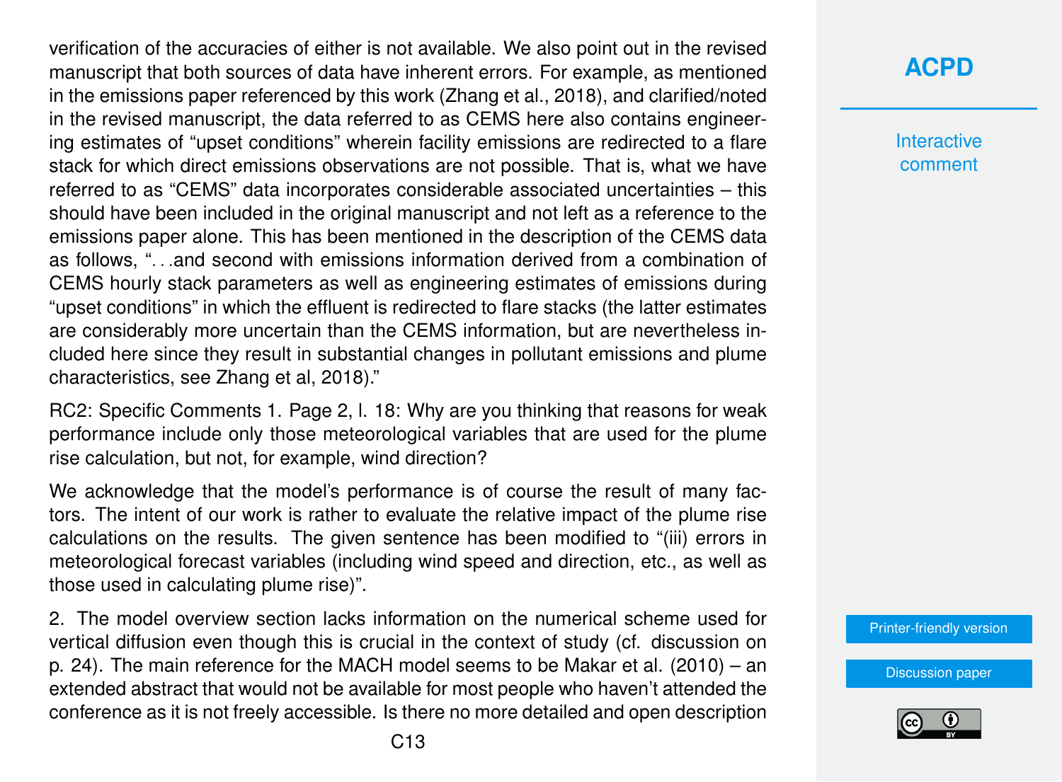verification of the accuracies of either is not available. We also point out in the revised manuscript that both sources of data have inherent errors. For example, as mentioned in the emissions paper referenced by this work (Zhang et al., 2018), and clarified/noted in the revised manuscript, the data referred to as CEMS here also contains engineering estimates of "upset conditions" wherein facility emissions are redirected to a flare stack for which direct emissions observations are not possible. That is, what we have referred to as "CEMS" data incorporates considerable associated uncertainties – this should have been included in the original manuscript and not left as a reference to the emissions paper alone. This has been mentioned in the description of the CEMS data as follows, "…and second with emissions information derived from a combination of CEMS hourly stack parameters as well as engineering estimates of emissions during "upset conditions" in which the effluent is redirected to flare stacks (the latter estimates are considerably more uncertain than the CEMS information, but are nevertheless included here since they result in substantial changes in pollutant emissions and plume characteristics, see Zhang et al, 2018)."

RC2: Specific Comments 1. Page 2, l. 18: Why are you thinking that reasons for weak performance include only those meteorological variables that are used for the plume rise calculation, but not, for example, wind direction?

We acknowledge that the model's performance is of course the result of many factors. The intent of our work is rather to evaluate the relative impact of the plume rise calculations on the results. The given sentence has been modified to "(iii) errors in meteorological forecast variables (including wind speed and direction, etc., as well as those used in calculating plume rise)".

2. The model overview section lacks information on the numerical scheme used for vertical diffusion even though this is crucial in the context of study (cf. discussion on p. 24). The main reference for the MACH model seems to be Makar et al. (2010) – an extended abstract that would not be available for most people who haven't attended the conference as it is not freely accessible. Is there no more detailed and open description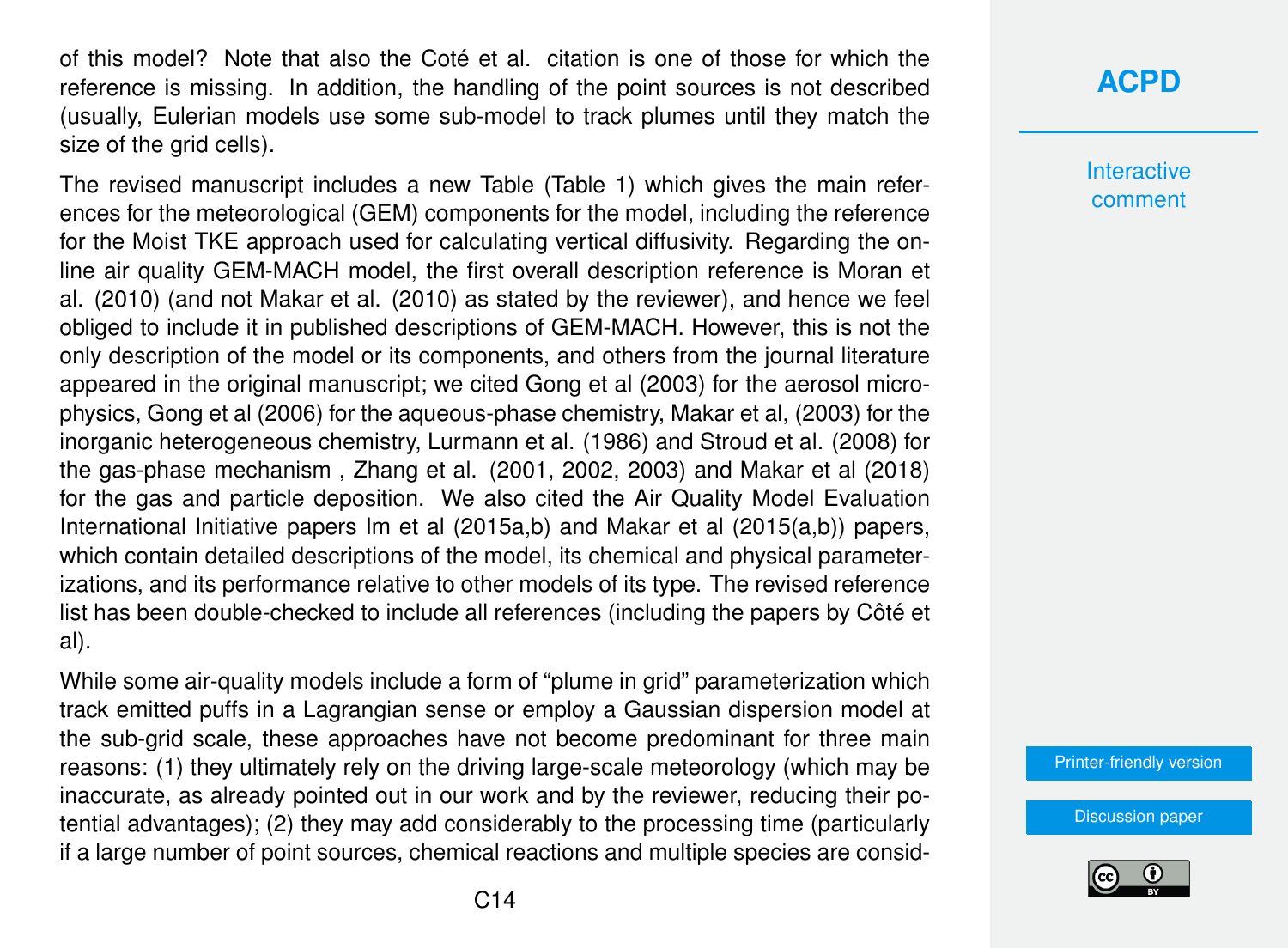of this model? Note that also the Coté et al. citation is one of those for which the reference is missing. In addition, the handling of the point sources is not described (usually, Eulerian models use some sub-model to track plumes until they match the size of the grid cells).

The revised manuscript includes a new Table (Table 1) which gives the main references for the meteorological (GEM) components for the model, including the reference for the Moist TKE approach used for calculating vertical diffusivity. Regarding the online air quality GEM-MACH model, the first overall description reference is Moran et al. (2010) (and not Makar et al. (2010) as stated by the reviewer), and hence we feel obliged to include it in published descriptions of GEM-MACH. However, this is not the only description of the model or its components, and others from the journal literature appeared in the original manuscript; we cited Gong et al (2003) for the aerosol microphysics, Gong et al (2006) for the aqueous-phase chemistry, Makar et al, (2003) for the inorganic heterogeneous chemistry, Lurmann et al. (1986) and Stroud et al. (2008) for the gas-phase mechanism , Zhang et al. (2001, 2002, 2003) and Makar et al (2018) for the gas and particle deposition. We also cited the Air Quality Model Evaluation International Initiative papers Im et al (2015a,b) and Makar et al (2015(a,b)) papers, which contain detailed descriptions of the model, its chemical and physical parameterizations, and its performance relative to other models of its type. The revised reference list has been double-checked to include all references (including the papers by Côté et al).

While some air-quality models include a form of "plume in grid" parameterization which track emitted puffs in a Lagrangian sense or employ a Gaussian dispersion model at the sub-grid scale, these approaches have not become predominant for three main reasons: (1) they ultimately rely on the driving large-scale meteorology (which may be inaccurate, as already pointed out in our work and by the reviewer, reducing their potential advantages); (2) they may add considerably to the processing time (particularly if a large number of point sources, chemical reactions and multiple species are consid-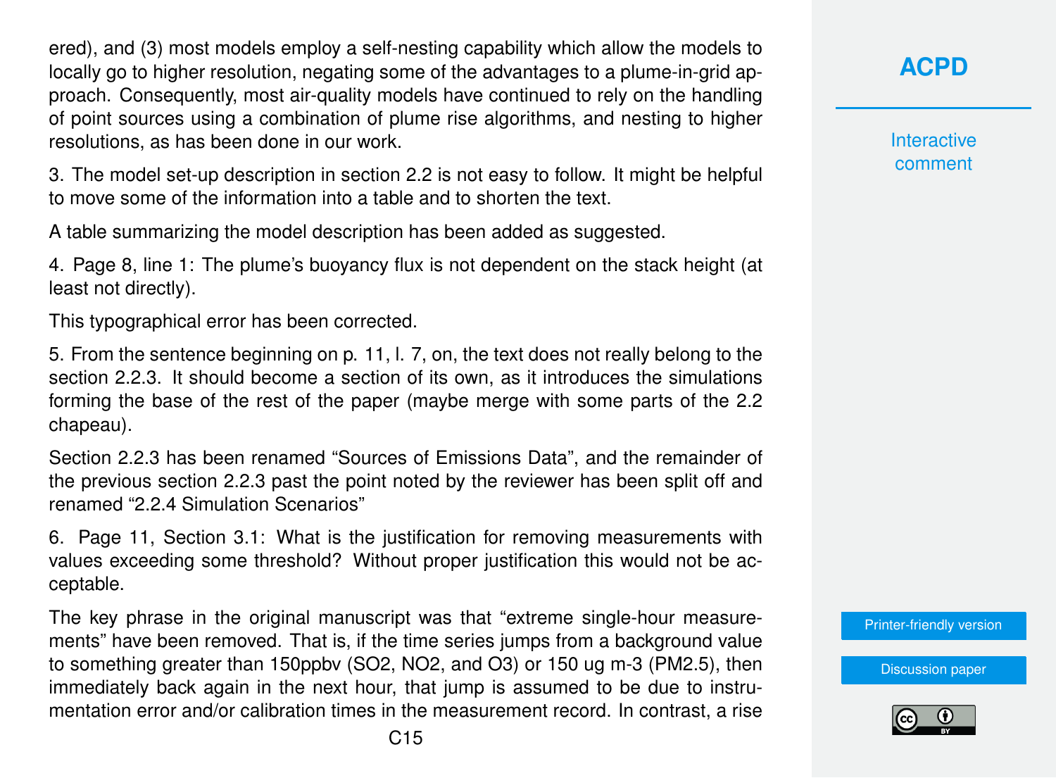ered), and (3) most models employ a self-nesting capability which allow the models to locally go to higher resolution, negating some of the advantages to a plume-in-grid approach. Consequently, most air-quality models have continued to rely on the handling of point sources using a combination of plume rise algorithms, and nesting to higher resolutions, as has been done in our work.

3. The model set-up description in section 2.2 is not easy to follow. It might be helpful to move some of the information into a table and to shorten the text.

A table summarizing the model description has been added as suggested.

4. Page 8, line 1: The plume's buoyancy flux is not dependent on the stack height (at least not directly).

This typographical error has been corrected.

5. From the sentence beginning on p. 11, l. 7, on, the text does not really belong to the section 2.2.3. It should become a section of its own, as it introduces the simulations forming the base of the rest of the paper (maybe merge with some parts of the 2.2 chapeau).

Section 2.2.3 has been renamed "Sources of Emissions Data", and the remainder of the previous section 2.2.3 past the point noted by the reviewer has been split off and renamed "2.2.4 Simulation Scenarios"

6. Page 11, Section 3.1: What is the justification for removing measurements with values exceeding some threshold? Without proper justification this would not be acceptable.

The key phrase in the original manuscript was that "extreme single-hour measurements" have been removed. That is, if the time series jumps from a background value to something greater than 150ppbv ($SO_2$, $NO_2$, and $O_3$) or 150 ug m-3 ($PM_{2.5}$), then immediately back again in the next hour, that jump is assumed to be due to instrumentation error and/or calibration times in the measurement record. In contrast, a rise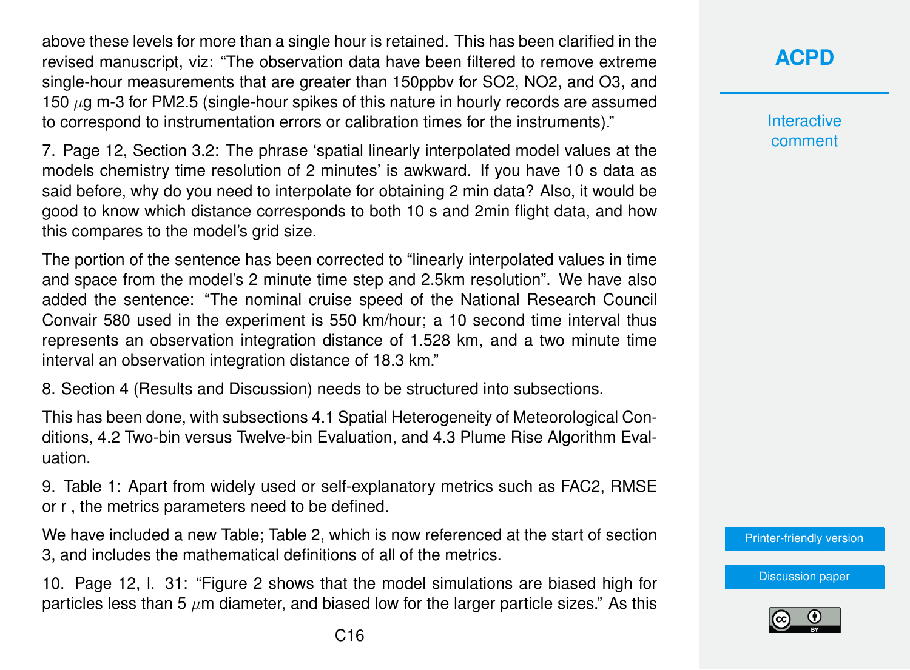above these levels for more than a single hour is retained. This has been clarified in the revised manuscript, viz: "The observation data have been filtered to remove extreme single-hour measurements that are greater than 150ppbv for $SO_2$, $NO_2$, and $O_3$, and 150 $\mu$g m-3 for PM2.5 (single-hour spikes of this nature in hourly records are assumed to correspond to instrumentation errors or calibration times for the instruments)."

7. Page 12, Section 3.2: The phrase 'spatial linearly interpolated model values at the models chemistry time resolution of 2 minutes' is awkward. If you have 10 s data as said before, why do you need to interpolate for obtaining 2 min data? Also, it would be good to know which distance corresponds to both 10 s and 2min flight data, and how this compares to the model's grid size.

The portion of the sentence has been corrected to "linearly interpolated values in time and space from the model's 2 minute time step and 2.5km resolution". We have also added the sentence: "The nominal cruise speed of the National Research Council Convair 580 used in the experiment is 550 km/hour; a 10 second time interval thus represents an observation integration distance of 1.528 km, and a two minute time interval an observation integration distance of 18.3 km."

8. Section 4 (Results and Discussion) needs to be structured into subsections.

This has been done, with subsections 4.1 Spatial Heterogeneity of Meteorological Conditions, 4.2 Two-bin versus Twelve-bin Evaluation, and 4.3 Plume Rise Algorithm Evaluation.

9. Table 1: Apart from widely used or self-explanatory metrics such as FAC2, RMSE or r , the metrics parameters need to be defined.

We have included a new Table; Table 2, which is now referenced at the start of section 3, and includes the mathematical definitions of all of the metrics.

10. Page 12, l. 31: "Figure 2 shows that the model simulations are biased high for particles less than 5 $\mu$m diameter, and biased low for the larger particle sizes." As this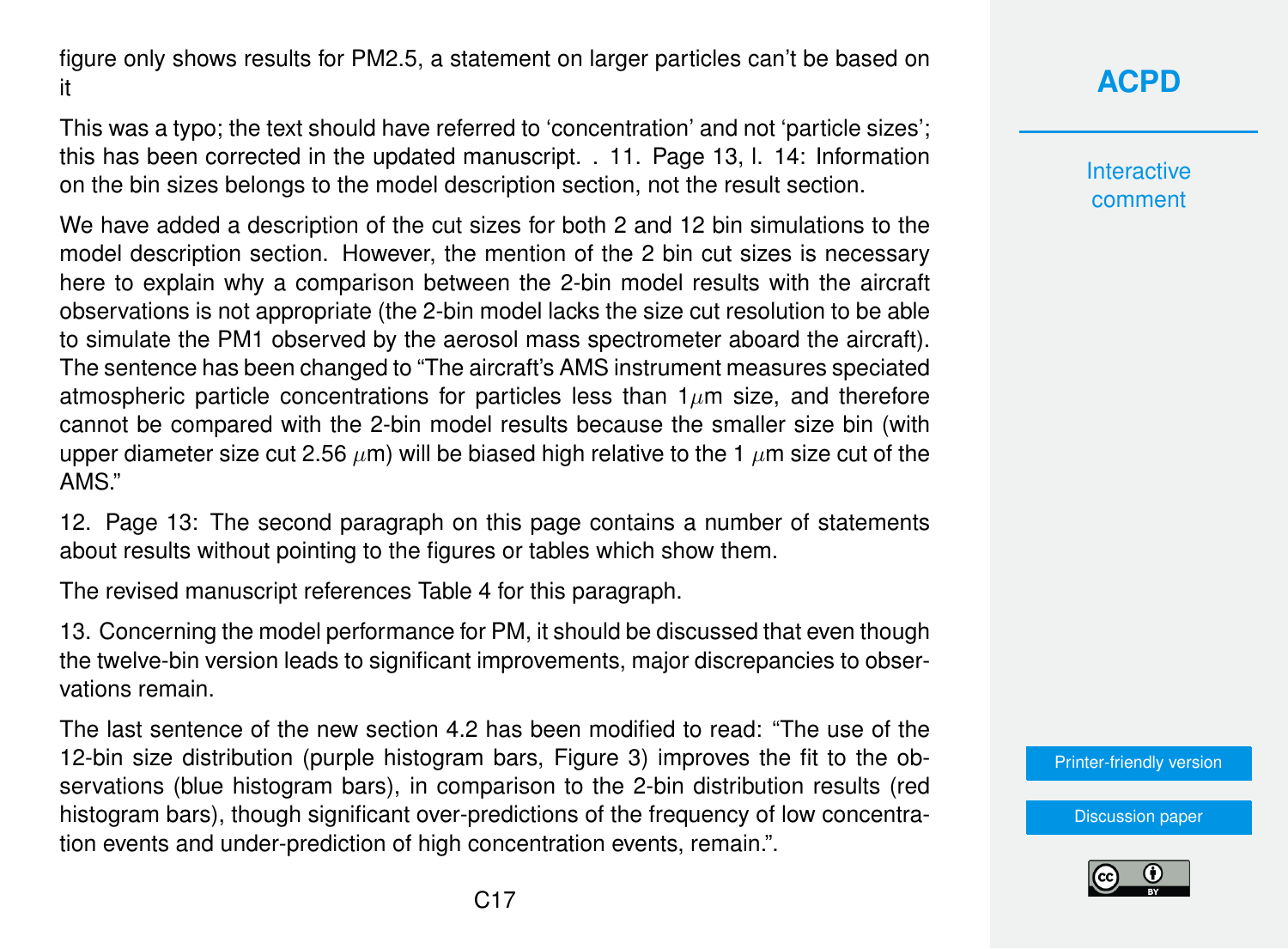figure only shows results for PM2.5, a statement on larger particles can't be based on it

This was a typo; the text should have referred to 'concentration' and not 'particle sizes'; this has been corrected in the updated manuscript. . 11. Page 13, l. 14: Information on the bin sizes belongs to the model description section, not the result section.

We have added a description of the cut sizes for both 2 and 12 bin simulations to the model description section. However, the mention of the 2 bin cut sizes is necessary here to explain why a comparison between the 2-bin model results with the aircraft observations is not appropriate (the 2-bin model lacks the size cut resolution to be able to simulate the PM1 observed by the aerosol mass spectrometer aboard the aircraft). The sentence has been changed to "The aircraft's AMS instrument measures speciated atmospheric particle concentrations for particles less than 1$\mu$m size, and therefore cannot be compared with the 2-bin model results because the smaller size bin (with upper diameter size cut 2.56 $\mu$m) will be biased high relative to the 1 $\mu$m size cut of the AMS."

12. Page 13: The second paragraph on this page contains a number of statements about results without pointing to the figures or tables which show them.

The revised manuscript references Table 4 for this paragraph.

13. Concerning the model performance for PM, it should be discussed that even though the twelve-bin version leads to significant improvements, major discrepancies to observations remain.

The last sentence of the new section 4.2 has been modified to read: "The use of the 12-bin size distribution (purple histogram bars, Figure 3) improves the fit to the observations (blue histogram bars), in comparison to the 2-bin distribution results (red histogram bars), though significant over-predictions of the frequency of low concentration events and under-prediction of high concentration events, remain.".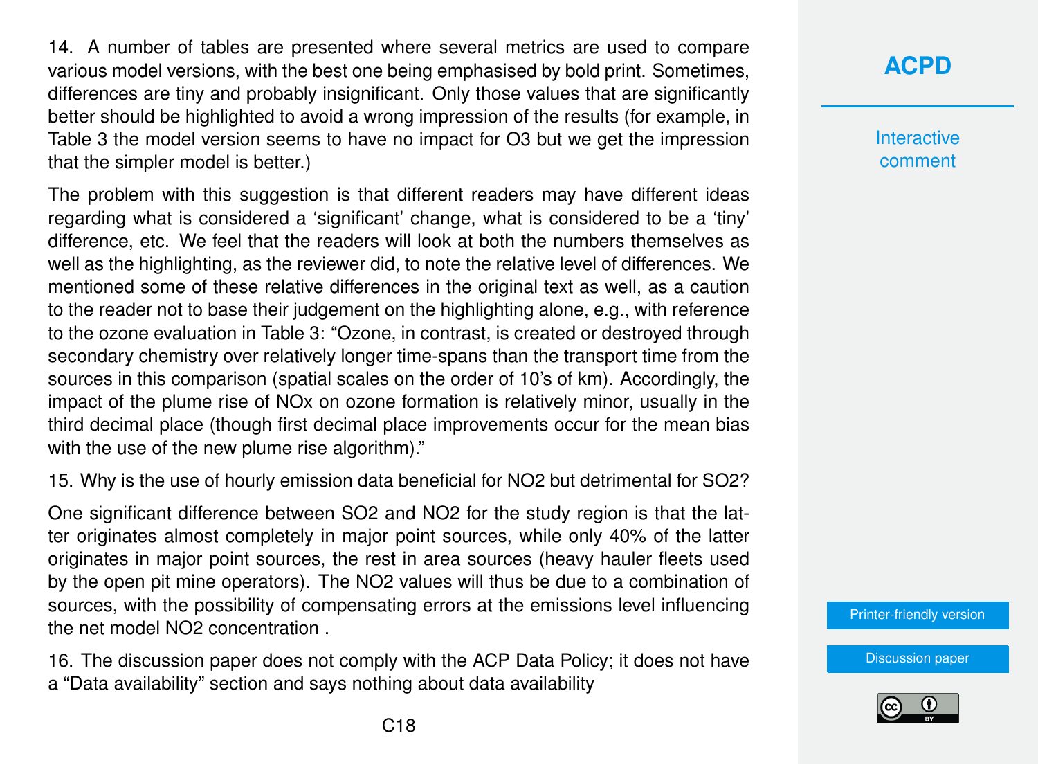14. A number of tables are presented where several metrics are used to compare various model versions, with the best one being emphasised by bold print. Sometimes, differences are tiny and probably insignificant. Only those values that are significantly better should be highlighted to avoid a wrong impression of the results (for example, in Table 3 the model version seems to have no impact for $O_3$ but we get the impression that the simpler model is better.)

The problem with this suggestion is that different readers may have different ideas regarding what is considered a 'significant' change, what is considered to be a 'tiny' difference, etc. We feel that the readers will look at both the numbers themselves as well as the highlighting, as the reviewer did, to note the relative level of differences. We mentioned some of these relative differences in the original text as well, as a caution to the reader not to base their judgement on the highlighting alone, e.g., with reference to the ozone evaluation in Table 3: "Ozone, in contrast, is created or destroyed through secondary chemistry over relatively longer time-spans than the transport time from the sources in this comparison (spatial scales on the order of 10's of km). Accordingly, the impact of the plume rise of NOx on ozone formation is relatively minor, usually in the third decimal place (though first decimal place improvements occur for the mean bias with the use of the new plume rise algorithm)."

15. Why is the use of hourly emission data beneficial for $NO_2$ but detrimental for $SO_2$?

One significant difference between $SO_2$ and $NO_2$ for the study region is that the latter originates almost completely in major point sources, while only 40% of the latter originates in major point sources, the rest in area sources (heavy hauler fleets used by the open pit mine operators). The $NO_2$ values will thus be due to a combination of sources, with the possibility of compensating errors at the emissions level influencing the net model $NO_2$ concentration .

16. The discussion paper does not comply with the ACP Data Policy; it does not have a "Data availability" section and says nothing about data availability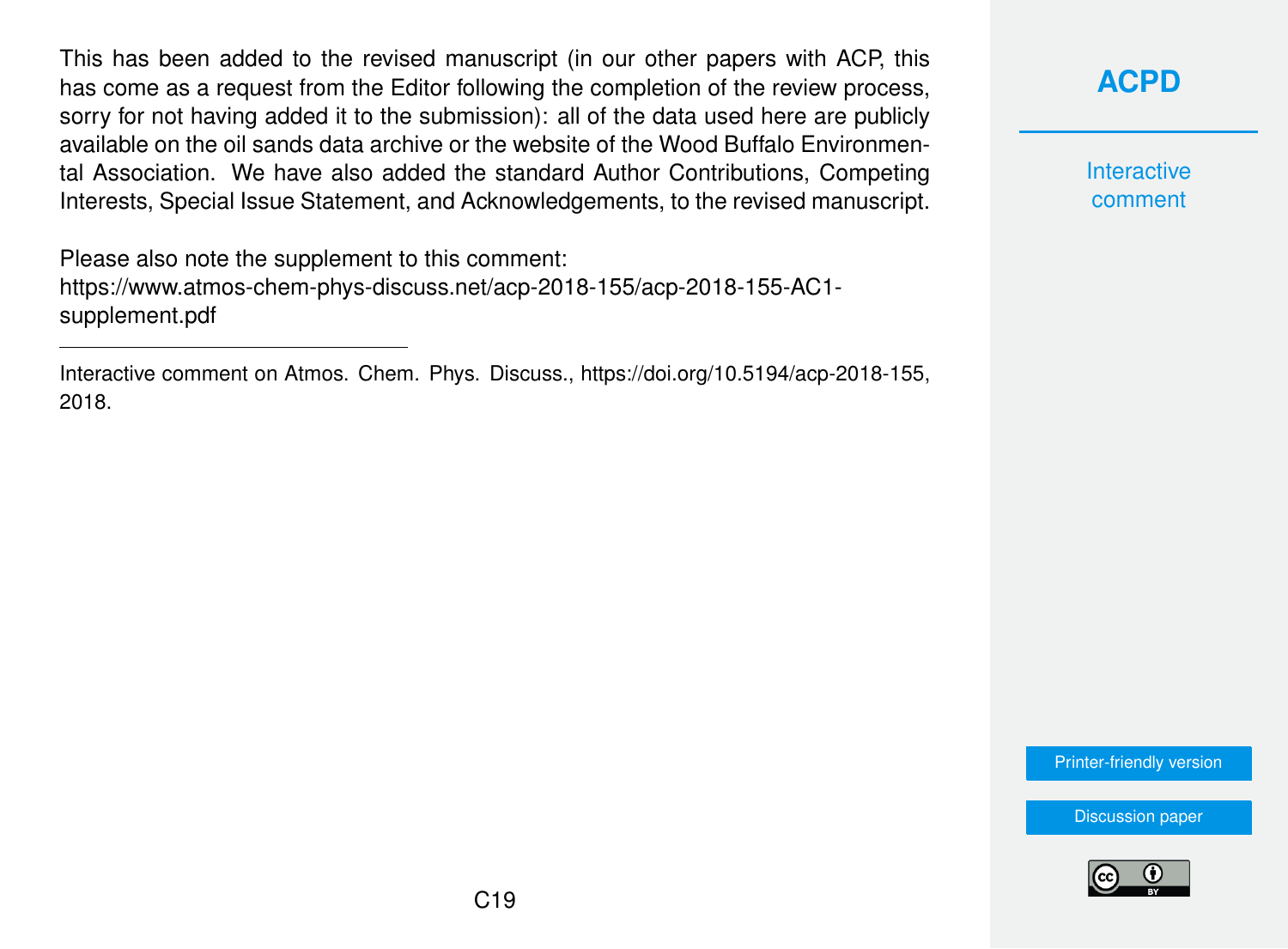This has been added to the revised manuscript (in our other papers with ACP, this has come as a request from the Editor following the completion of the review process, sorry for not having added it to the submission): all of the data used here are publicly available on the oil sands data archive or the website of the Wood Buffalo Environmental Association. We have also added the standard Author Contributions, Competing Interests, Special Issue Statement, and Acknowledgements, to the revised manuscript.

Please also note the supplement to this comment:
https://www.atmos-chem-phys-discuss.net/acp-2018-155/acp-2018-155-AC1-supplement.pdf

---

Interactive comment on Atmos. Chem. Phys. Discuss., https://doi.org/10.5194/acp-2018-155, 2018.